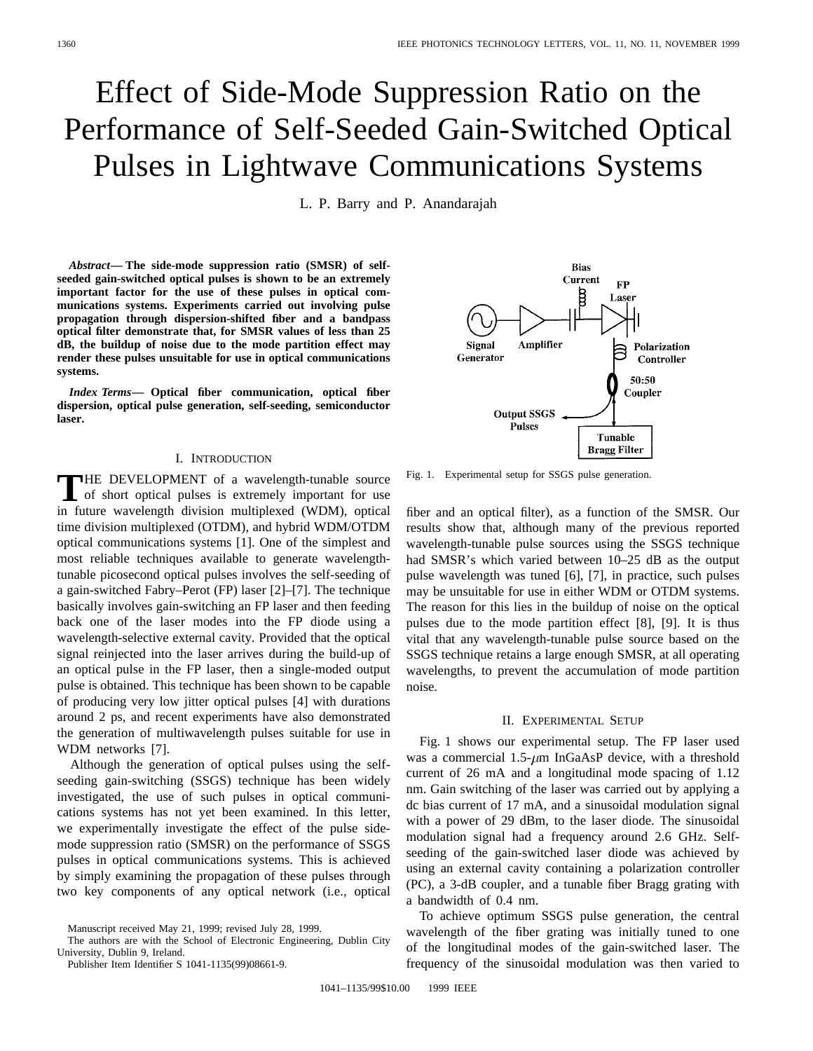# Effect of Side-Mode Suppression Ratio on the Performance of Self-Seeded Gain-Switched Optical Pulses in Lightwave Communications Systems

L. P. Barry and P. Anandarajah

***Abstract*— The side-mode suppression ratio (SMSR) of self-seeded gain-switched optical pulses is shown to be an extremely important factor for the use of these pulses in optical communications systems. Experiments carried out involving pulse propagation through dispersion-shifted fiber and a bandpass optical filter demonstrate that, for SMSR values of less than 25 dB, the buildup of noise due to the mode partition effect may render these pulses unsuitable for use in optical communications systems.**

***Index Terms*— Optical fiber communication, optical fiber dispersion, optical pulse generation, self-seeding, semiconductor laser.**

## I. Introduction

THE DEVELOPMENT of a wavelength-tunable source of short optical pulses is extremely important for use in future wavelength division multiplexed (WDM), optical time division multiplexed (OTDM), and hybrid WDM/OTDM optical communications systems [1]. One of the simplest and most reliable techniques available to generate wavelength-tunable picosecond optical pulses involves the self-seeding of a gain-switched Fabry–Perot (FP) laser [2]–[7]. The technique basically involves gain-switching an FP laser and then feeding back one of the laser modes into the FP diode using a wavelength-selective external cavity. Provided that the optical signal reinjected into the laser arrives during the build-up of an optical pulse in the FP laser, then a single-moded output pulse is obtained. This technique has been shown to be capable of producing very low jitter optical pulses [4] with durations around 2 ps, and recent experiments have also demonstrated the generation of multiwavelength pulses suitable for use in WDM networks [7].

Although the generation of optical pulses using the self-seeding gain-switching (SSGS) technique has been widely investigated, the use of such pulses in optical communications systems has not yet been examined. In this letter, we experimentally investigate the effect of the pulse side-mode suppression ratio (SMSR) on the performance of SSGS pulses in optical communications systems. This is achieved by simply examining the propagation of these pulses through two key components of any optical network (i.e., optical fiber and an optical filter), as a function of the SMSR. Our results show that, although many of the previous reported wavelength-tunable pulse sources using the SSGS technique had SMSR's which varied between 10–25 dB as the output pulse wavelength was tuned [6], [7], in practice, such pulses may be unsuitable for use in either WDM or OTDM systems. The reason for this lies in the buildup of noise on the optical pulses due to the mode partition effect [8], [9]. It is thus vital that any wavelength-tunable pulse source based on the SSGS technique retains a large enough SMSR, at all operating wavelengths, to prevent the accumulation of mode partition noise.

Manuscript received May 21, 1999; revised July 28, 1999.

The authors are with the School of Electronic Engineering, Dublin City University, Dublin 9, Ireland.

Publisher Item Identifier S 1041-1135(99)08661-9.

Fig. 1. Experimental setup for SSGS pulse generation.

## II. Experimental Setup

Fig. 1 shows our experimental setup. The FP laser used was a commercial 1.5-$\mu$m InGaAsP device, with a threshold current of 26 mA and a longitudinal mode spacing of 1.12 nm. Gain switching of the laser was carried out by applying a dc bias current of 17 mA, and a sinusoidal modulation signal with a power of 29 dBm, to the laser diode. The sinusoidal modulation signal had a frequency around 2.6 GHz. Self-seeding of the gain-switched laser diode was achieved by using an external cavity containing a polarization controller (PC), a 3-dB coupler, and a tunable fiber Bragg grating with a bandwidth of 0.4 nm.

To achieve optimum SSGS pulse generation, the central wavelength of the fiber grating was initially tuned to one of the longitudinal modes of the gain-switched laser. The frequency of the sinusoidal modulation was then varied to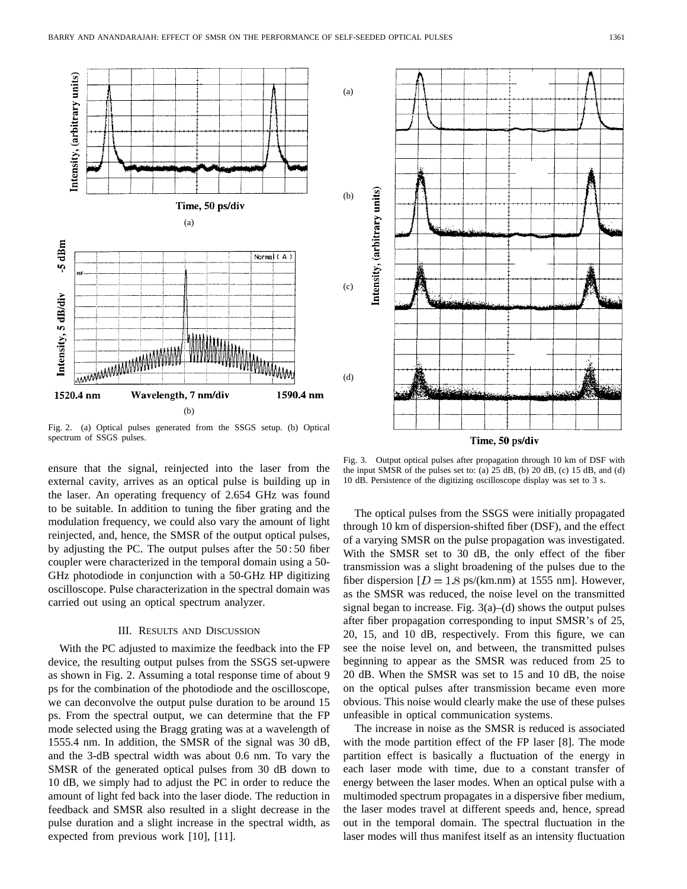Fig. 2. (a) Optical pulses generated from the SSGS setup. (b) Optical spectrum of SSGS pulses.

Fig. 3. Output optical pulses after propagation through 10 km of DSF with the input SMSR of the pulses set to: (a) 25 dB, (b) 20 dB, (c) 15 dB, and (d) 10 dB. Persistence of the digitizing oscilloscope display was set to 3 s.

ensure that the signal, reinjected into the laser from the external cavity, arrives as an optical pulse is building up in the laser. An operating frequency of 2.654 GHz was found to be suitable. In addition to tuning the fiber grating and the modulation frequency, we could also vary the amount of light reinjected, and, hence, the SMSR of the output optical pulses, by adjusting the PC. The output pulses after the 50 : 50 fiber coupler were characterized in the temporal domain using a 50-GHz photodiode in conjunction with a 50-GHz HP digitizing oscilloscope. Pulse characterization in the spectral domain was carried out using an optical spectrum analyzer.

## III. Results and Discussion

With the PC adjusted to maximize the feedback into the FP device, the resulting output pulses from the SSGS set-upwere as shown in Fig. 2. Assuming a total response time of about 9 ps for the combination of the photodiode and the oscilloscope, we can deconvolve the output pulse duration to be around 15 ps. From the spectral output, we can determine that the FP mode selected using the Bragg grating was at a wavelength of 1555.4 nm. In addition, the SMSR of the signal was 30 dB, and the 3-dB spectral width was about 0.6 nm. To vary the SMSR of the generated optical pulses from 30 dB down to 10 dB, we simply had to adjust the PC in order to reduce the amount of light fed back into the laser diode. The reduction in feedback and SMSR also resulted in a slight decrease in the pulse duration and a slight increase in the spectral width, as expected from previous work [10], [11].

The optical pulses from the SSGS were initially propagated through 10 km of dispersion-shifted fiber (DSF), and the effect of a varying SMSR on the pulse propagation was investigated. With the SMSR set to 30 dB, the only effect of the fiber transmission was a slight broadening of the pulses due to the fiber dispersion [$D = 1.8$ ps/(km.nm) at 1555 nm]. However, as the SMSR was reduced, the noise level on the transmitted signal began to increase. Fig. 3(a)–(d) shows the output pulses after fiber propagation corresponding to input SMSR's of 25, 20, 15, and 10 dB, respectively. From this figure, we can see the noise level on, and between, the transmitted pulses beginning to appear as the SMSR was reduced from 25 to 20 dB. When the SMSR was set to 15 and 10 dB, the noise on the optical pulses after transmission became even more obvious. This noise would clearly make the use of these pulses unfeasible in optical communication systems.

The increase in noise as the SMSR is reduced is associated with the mode partition effect of the FP laser [8]. The mode partition effect is basically a fluctuation of the energy in each laser mode with time, due to a constant transfer of energy between the laser modes. When an optical pulse with a multimoded spectrum propagates in a dispersive fiber medium, the laser modes travel at different speeds and, hence, spread out in the temporal domain. The spectral fluctuation in the laser modes will thus manifest itself as an intensity fluctuation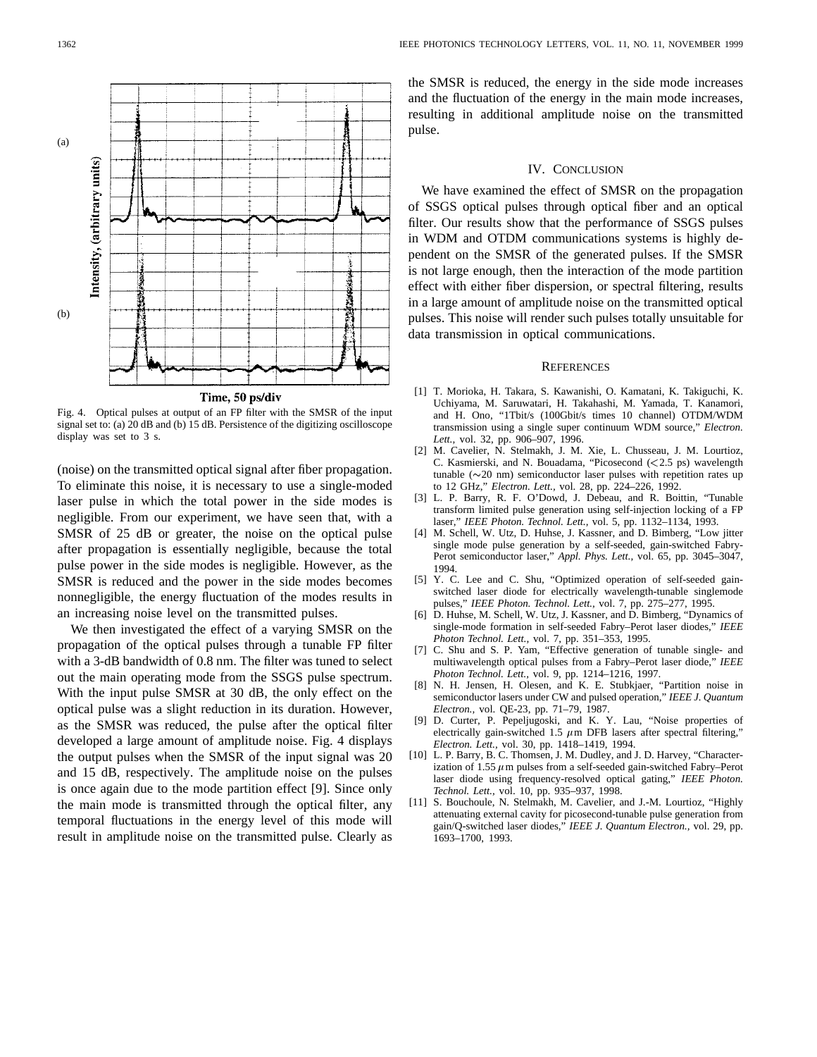(a)

(b)

Intensity, (arbitrary units)

Time, 50 ps/div

Fig. 4. Optical pulses at output of an FP filter with the SMSR of the input signal set to: (a) 20 dB and (b) 15 dB. Persistence of the digitizing oscilloscope display was set to 3 s.

(noise) on the transmitted optical signal after fiber propagation. To eliminate this noise, it is necessary to use a single-moded laser pulse in which the total power in the side modes is negligible. From our experiment, we have seen that, with a SMSR of 25 dB or greater, the noise on the optical pulse after propagation is essentially negligible, because the total pulse power in the side modes is negligible. However, as the SMSR is reduced and the power in the side modes becomes nonnegligible, the energy fluctuation of the modes results in an increasing noise level on the transmitted pulses.

We then investigated the effect of a varying SMSR on the propagation of the optical pulses through a tunable FP filter with a 3-dB bandwidth of 0.8 nm. The filter was tuned to select out the main operating mode from the SSGS pulse spectrum. With the input pulse SMSR at 30 dB, the only effect on the optical pulse was a slight reduction in its duration. However, as the SMSR was reduced, the pulse after the optical filter developed a large amount of amplitude noise. Fig. 4 displays the output pulses when the SMSR of the input signal was 20 and 15 dB, respectively. The amplitude noise on the pulses is once again due to the mode partition effect [9]. Since only the main mode is transmitted through the optical filter, any temporal fluctuations in the energy level of this mode will result in amplitude noise on the transmitted pulse. Clearly as the SMSR is reduced, the energy in the side mode increases and the fluctuation of the energy in the main mode increases, resulting in additional amplitude noise on the transmitted pulse.

## IV. Conclusion

We have examined the effect of SMSR on the propagation of SSGS optical pulses through optical fiber and an optical filter. Our results show that the performance of SSGS pulses in WDM and OTDM communications systems is highly dependent on the SMSR of the generated pulses. If the SMSR is not large enough, then the interaction of the mode partition effect with either fiber dispersion, or spectral filtering, results in a large amount of amplitude noise on the transmitted optical pulses. This noise will render such pulses totally unsuitable for data transmission in optical communications.

## References

[1] T. Morioka, H. Takara, S. Kawanishi, O. Kamatani, K. Takiguchi, K. Uchiyama, M. Saruwatari, H. Takahashi, M. Yamada, T. Kanamori, and H. Ono, "1Tbit/s (100Gbit/s times 10 channel) OTDM/WDM transmission using a single super continuum WDM source," *Electron. Lett.*, vol. 32, pp. 906–907, 1996.

[2] M. Cavelier, N. Stelmakh, J. M. Xie, L. Chusseau, J. M. Lourtioz, C. Kasmierski, and N. Bouadama, "Picosecond (<2.5 ps) wavelength tunable (∼20 nm) semiconductor laser pulses with repetition rates up to 12 GHz," *Electron. Lett.*, vol. 28, pp. 224–226, 1992.

[3] L. P. Barry, R. F. O'Dowd, J. Debeau, and R. Boittin, "Tunable transform limited pulse generation using self-injection locking of a FP laser," *IEEE Photon. Technol. Lett.*, vol. 5, pp. 1132–1134, 1993.

[4] M. Schell, W. Utz, D. Huhse, J. Kassner, and D. Bimberg, "Low jitter single mode pulse generation by a self-seeded, gain-switched Fabry-Perot semiconductor laser," *Appl. Phys. Lett.*, vol. 65, pp. 3045–3047, 1994.

[5] Y. C. Lee and C. Shu, "Optimized operation of self-seeded gain-switched laser diode for electrically wavelength-tunable singlemode pulses," *IEEE Photon. Technol. Lett.*, vol. 7, pp. 275–277, 1995.

[6] D. Huhse, M. Schell, W. Utz, J. Kassner, and D. Bimberg, "Dynamics of single-mode formation in self-seeded Fabry–Perot laser diodes," *IEEE Photon Technol. Lett.*, vol. 7, pp. 351–353, 1995.

[7] C. Shu and S. P. Yam, "Effective generation of tunable single- and multiwavelength optical pulses from a Fabry–Perot laser diode," *IEEE Photon Technol. Lett.*, vol. 9, pp. 1214–1216, 1997.

[8] N. H. Jensen, H. Olesen, and K. E. Stubkjaer, "Partition noise in semiconductor lasers under CW and pulsed operation," *IEEE J. Quantum Electron.*, vol. QE-23, pp. 71–79, 1987.

[9] D. Curter, P. Pepeljugoski, and K. Y. Lau, "Noise properties of electrically gain-switched 1.5 $\mu$m DFB lasers after spectral filtering," *Electron. Lett.*, vol. 30, pp. 1418–1419, 1994.

[10] L. P. Barry, B. C. Thomsen, J. M. Dudley, and J. D. Harvey, "Characterization of 1.55 $\mu$m pulses from a self-seeded gain-switched Fabry–Perot laser diode using frequency-resolved optical gating," *IEEE Photon. Technol. Lett.*, vol. 10, pp. 935–937, 1998.

[11] S. Bouchoule, N. Stelmakh, M. Cavelier, and J.-M. Lourtioz, "Highly attenuating external cavity for picosecond-tunable pulse generation from gain/Q-switched laser diodes," *IEEE J. Quantum Electron.*, vol. 29, pp. 1693–1700, 1993.